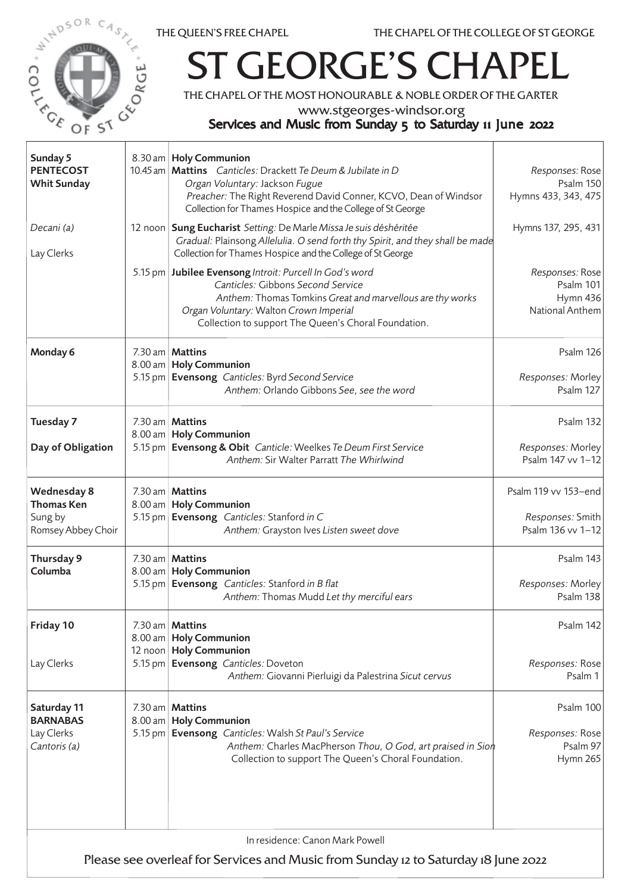THE QUEEN'S FREE CHAPEL | THE CHAPEL OF THE COLLEGE OF ST GEORGE

# ST GEORGE'S CHAPEL

THE CHAPEL OF THE MOST HONOURABLE & NOBLE ORDER OF THE GARTER

www.stgeorges-windsor.org

## Services and Music from Sunday 5 to Saturday 11 June 2022

| Day | Time | Service | Music |
|---|---|---|---|
| **Sunday 5**<br>**PENTECOST**<br>**Whit Sunday** | 8.30 am<br>10.45 am | **Holy Communion**<br>**Mattins** *Canticles:* Drackett *Te Deum & Jubilate in D*<br>*Organ Voluntary:* Jackson *Fugue*<br>*Preacher:* The Right Reverend David Conner, KCVO, Dean of Windsor<br>Collection for Thames Hospice and the College of St George | *Responses:* Rose<br>Psalm 150<br>Hymns 433, 343, 475 |
| *Decani (a)*<br><br>Lay Clerks | 12 noon | **Sung Eucharist** *Setting:* De Marle *Missa Je suis déshéritée*<br>*Gradual:* Plainsong *Allelulia. O send forth thy Spirit, and they shall be made*<br>Collection for Thames Hospice and the College of St George | Hymns 137, 295, 431 |
| | 5.15 pm | **Jubilee Evensong** *Introit:* Purcell *In God's word*<br>*Canticles:* Gibbons *Second Service*<br>*Anthem:* Thomas Tomkins *Great and marvellous are thy works*<br>*Organ Voluntary:* Walton *Crown Imperial*<br>Collection to support The Queen's Choral Foundation. | *Responses:* Rose<br>Psalm 101<br>Hymn 436<br>National Anthem |
| **Monday 6** | 7.30 am<br>8.00 am<br>5.15 pm | **Mattins**<br>**Holy Communion**<br>**Evensong** *Canticles:* Byrd *Second Service*<br>*Anthem:* Orlando Gibbons *See, see the word* | Psalm 126<br><br>*Responses:* Morley<br>Psalm 127 |
| **Tuesday 7**<br><br>**Day of Obligation** | 7.30 am<br>8.00 am<br>5.15 pm | **Mattins**<br>**Holy Communion**<br>**Evensong & Obit** *Canticle:* Weelkes *Te Deum First Service*<br>*Anthem:* Sir Walter Parratt *The Whirlwind* | Psalm 132<br><br>*Responses:* Morley<br>Psalm 147 vv 1–12 |
| **Wednesday 8**<br>**Thomas Ken**<br>Sung by<br>Romsey Abbey Choir | 7.30 am<br>8.00 am<br>5.15 pm | **Mattins**<br>**Holy Communion**<br>**Evensong** *Canticles:* Stanford *in C*<br>*Anthem:* Grayston Ives *Listen sweet dove* | Psalm 119 vv 153–end<br><br>*Responses:* Smith<br>Psalm 136 vv 1–12 |
| **Thursday 9**<br>**Columba** | 7.30 am<br>8.00 am<br>5.15 pm | **Mattins**<br>**Holy Communion**<br>**Evensong** *Canticles:* Stanford *in B flat*<br>*Anthem:* Thomas Mudd *Let thy merciful ears* | Psalm 143<br><br>*Responses:* Morley<br>Psalm 138 |
| **Friday 10**<br><br><br>Lay Clerks | 7.30 am<br>8.00 am<br>12 noon<br>5.15 pm | **Mattins**<br>**Holy Communion**<br>**Holy Communion**<br>**Evensong** *Canticles:* Doveton<br>*Anthem:* Giovanni Pierluigi da Palestrina *Sicut cervus* | Psalm 142<br><br><br>*Responses:* Rose<br>Psalm 1 |
| **Saturday 11**<br>**BARNABAS**<br>Lay Clerks<br>*Cantoris (a)* | 7.30 am<br>8.00 am<br>5.15 pm | **Mattins**<br>**Holy Communion**<br>**Evensong** *Canticles:* Walsh *St Paul's Service*<br>*Anthem:* Charles MacPherson *Thou, O God, art praised in Sion*<br>Collection to support The Queen's Choral Foundation. | Psalm 100<br><br>*Responses:* Rose<br>Psalm 97<br>Hymn 265 |

In residence: Canon Mark Powell

Please see overleaf for Services and Music from Sunday 12 to Saturday 18 June 2022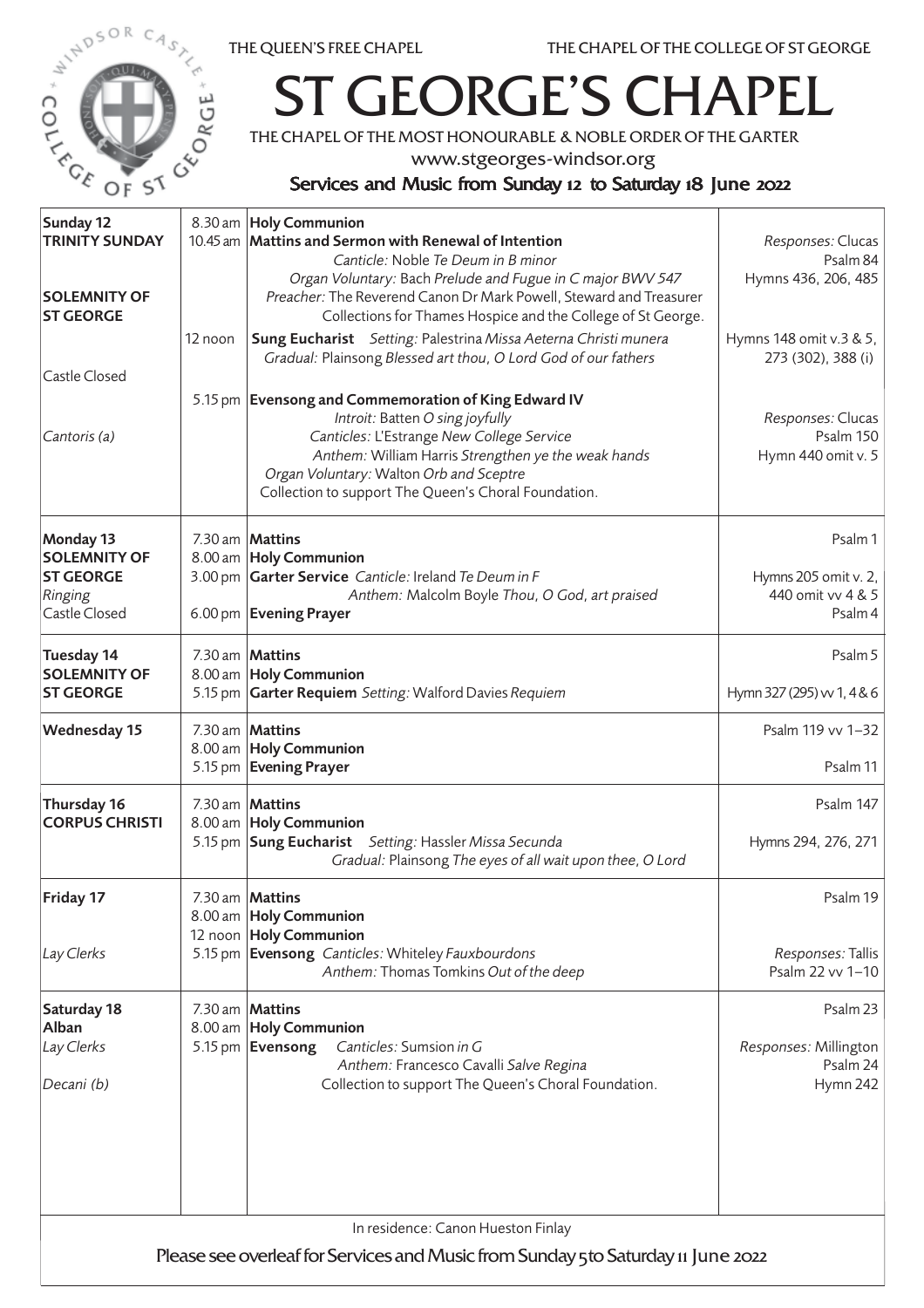THE QUEEN'S FREE CHAPEL THE CHAPEL OF THE COLLEGE OF ST GEORGE

# ST GEORGE'S CHAPEL

THE CHAPEL OF THE MOST HONOURABLE & NOBLE ORDER OF THE GARTER

www.stgeorges-windsor.org

## Services and Music from Sunday 12 to Saturday 18 June 2022

| | | | |
|---|---|---|---|
| **Sunday 12** **TRINITY SUNDAY** | 8.30 am | **Holy Communion** | |
| | 10.45 am | **Mattins and Sermon with Renewal of Intention** *Canticle:* Noble *Te Deum in B minor* *Organ Voluntary:* Bach *Prelude and Fugue in C major BWV 547* *Preacher:* The Reverend Canon Dr Mark Powell, Steward and Treasurer Collections for Thames Hospice and the College of St George. | *Responses:* Clucas Psalm 84 Hymns 436, 206, 485 |
| **SOLEMNITY OF ST GEORGE** | 12 noon | **Sung Eucharist** *Setting:* Palestrina *Missa Aeterna Christi munera* *Gradual:* Plainsong *Blessed art thou, O Lord God of our fathers* | Hymns 148 omit v.3 & 5, 273 (302), 388 (i) |
| Castle Closed *Cantoris (a)* | 5.15 pm | **Evensong and Commemoration of King Edward IV** *Introit:* Batten *O sing joyfully* *Canticles:* L'Estrange *New College Service* *Anthem:* William Harris *Strengthen ye the weak hands* *Organ Voluntary:* Walton *Orb and Sceptre* Collection to support The Queen's Choral Foundation. | *Responses:* Clucas Psalm 150 Hymn 440 omit v. 5 |
| **Monday 13** **SOLEMNITY OF ST GEORGE** *Ringing* Castle Closed | 7.30 am | **Mattins** | Psalm 1 |
| | 8.00 am | **Holy Communion** | |
| | 3.00 pm | **Garter Service** *Canticle:* Ireland *Te Deum in F* *Anthem:* Malcolm Boyle *Thou, O God, art praised* | Hymns 205 omit v. 2, 440 omit vv 4 & 5 |
| | 6.00 pm | **Evening Prayer** | Psalm 4 |
| **Tuesday 14** **SOLEMNITY OF ST GEORGE** | 7.30 am | **Mattins** | Psalm 5 |
| | 8.00 am | **Holy Communion** | |
| | 5.15 pm | **Garter Requiem** *Setting:* Walford Davies *Requiem* | Hymn 327 (295) vv 1, 4 & 6 |
| **Wednesday 15** | 7.30 am | **Mattins** | Psalm 119 vv 1–32 |
| | 8.00 am | **Holy Communion** | |
| | 5.15 pm | **Evening Prayer** | Psalm 11 |
| **Thursday 16** **CORPUS CHRISTI** | 7.30 am | **Mattins** | Psalm 147 |
| | 8.00 am | **Holy Communion** | |
| | 5.15 pm | **Sung Eucharist** *Setting:* Hassler *Missa Secunda* *Gradual:* Plainsong *The eyes of all wait upon thee, O Lord* | Hymns 294, 276, 271 |
| **Friday 17** | 7.30 am | **Mattins** | Psalm 19 |
| | 8.00 am | **Holy Communion** | |
| | 12 noon | **Holy Communion** | |
| *Lay Clerks* | 5.15 pm | **Evensong** *Canticles:* Whiteley *Fauxbourdons* *Anthem:* Thomas Tomkins *Out of the deep* | *Responses:* Tallis Psalm 22 vv 1–10 |
| **Saturday 18** **Alban** | 7.30 am | **Mattins** | Psalm 23 |
| | 8.00 am | **Holy Communion** | |
| *Lay Clerks* *Decani (b)* | 5.15 pm | **Evensong** *Canticles:* Sumsion *in G* *Anthem:* Francesco Cavalli *Salve Regina* Collection to support The Queen's Choral Foundation. | *Responses:* Millington Psalm 24 Hymn 242 |

In residence: Canon Hueston Finlay

Please see overleaf for Services and Music from Sunday 5 to Saturday 11 June 2022